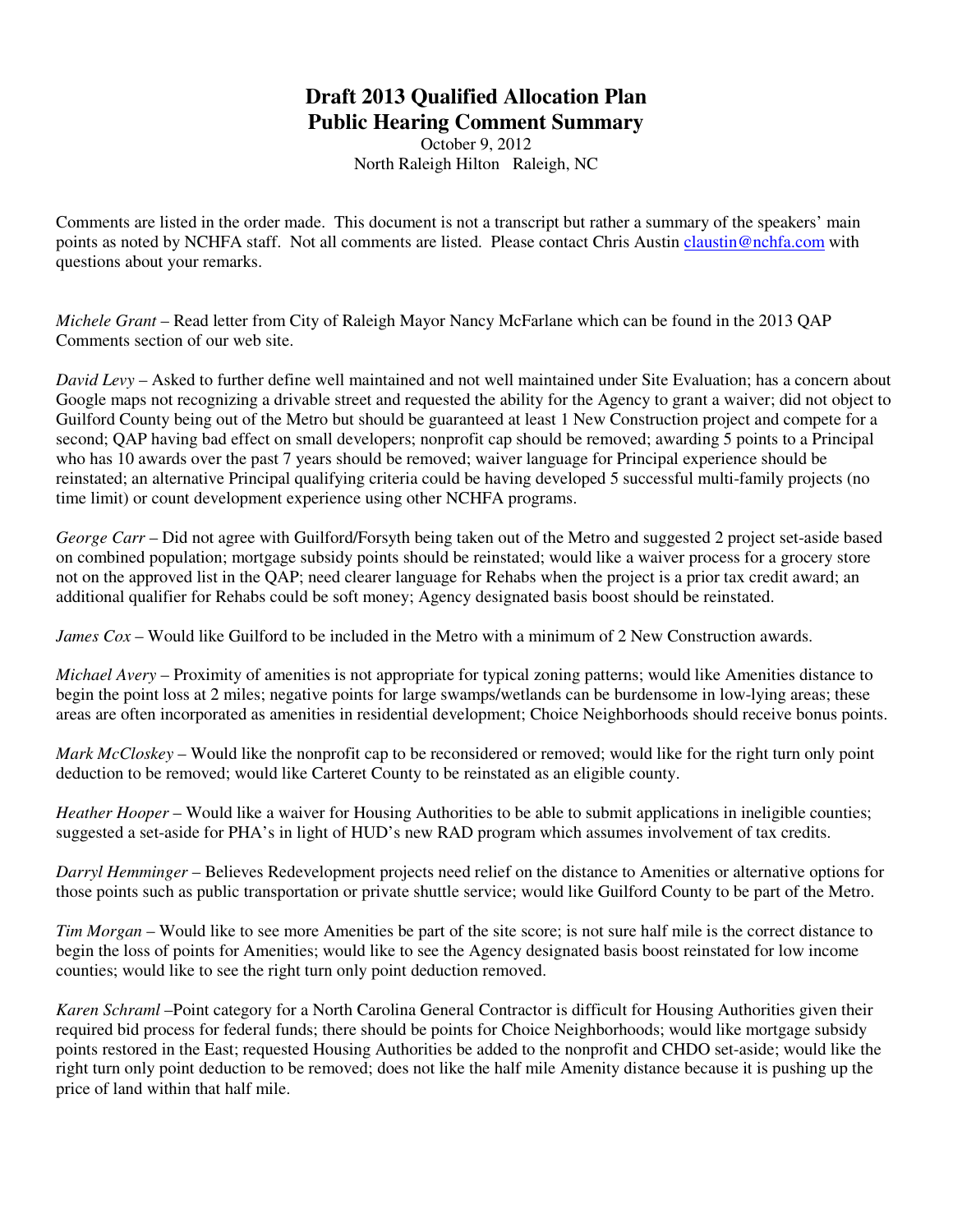# Draft 2013 Qualified Allocation Plan
# Public Hearing Comment Summary

October 9, 2012
North Raleigh Hilton   Raleigh, NC

Comments are listed in the order made. This document is not a transcript but rather a summary of the speakers' main points as noted by NCHFA staff. Not all comments are listed. Please contact Chris Austin claustin@nchfa.com with questions about your remarks.

*Michele Grant* – Read letter from City of Raleigh Mayor Nancy McFarlane which can be found in the 2013 QAP Comments section of our web site.

*David Levy* – Asked to further define well maintained and not well maintained under Site Evaluation; has a concern about Google maps not recognizing a drivable street and requested the ability for the Agency to grant a waiver; did not object to Guilford County being out of the Metro but should be guaranteed at least 1 New Construction project and compete for a second; QAP having bad effect on small developers; nonprofit cap should be removed; awarding 5 points to a Principal who has 10 awards over the past 7 years should be removed; waiver language for Principal experience should be reinstated; an alternative Principal qualifying criteria could be having developed 5 successful multi-family projects (no time limit) or count development experience using other NCHFA programs.

*George Carr* – Did not agree with Guilford/Forsyth being taken out of the Metro and suggested 2 project set-aside based on combined population; mortgage subsidy points should be reinstated; would like a waiver process for a grocery store not on the approved list in the QAP; need clearer language for Rehabs when the project is a prior tax credit award; an additional qualifier for Rehabs could be soft money; Agency designated basis boost should be reinstated.

*James Cox* – Would like Guilford to be included in the Metro with a minimum of 2 New Construction awards.

*Michael Avery* – Proximity of amenities is not appropriate for typical zoning patterns; would like Amenities distance to begin the point loss at 2 miles; negative points for large swamps/wetlands can be burdensome in low-lying areas; these areas are often incorporated as amenities in residential development; Choice Neighborhoods should receive bonus points.

*Mark McCloskey* – Would like the nonprofit cap to be reconsidered or removed; would like for the right turn only point deduction to be removed; would like Carteret County to be reinstated as an eligible county.

*Heather Hooper* – Would like a waiver for Housing Authorities to be able to submit applications in ineligible counties; suggested a set-aside for PHA's in light of HUD's new RAD program which assumes involvement of tax credits.

*Darryl Hemminger* – Believes Redevelopment projects need relief on the distance to Amenities or alternative options for those points such as public transportation or private shuttle service; would like Guilford County to be part of the Metro.

*Tim Morgan* – Would like to see more Amenities be part of the site score; is not sure half mile is the correct distance to begin the loss of points for Amenities; would like to see the Agency designated basis boost reinstated for low income counties; would like to see the right turn only point deduction removed.

*Karen Schraml* –Point category for a North Carolina General Contractor is difficult for Housing Authorities given their required bid process for federal funds; there should be points for Choice Neighborhoods; would like mortgage subsidy points restored in the East; requested Housing Authorities be added to the nonprofit and CHDO set-aside; would like the right turn only point deduction to be removed; does not like the half mile Amenity distance because it is pushing up the price of land within that half mile.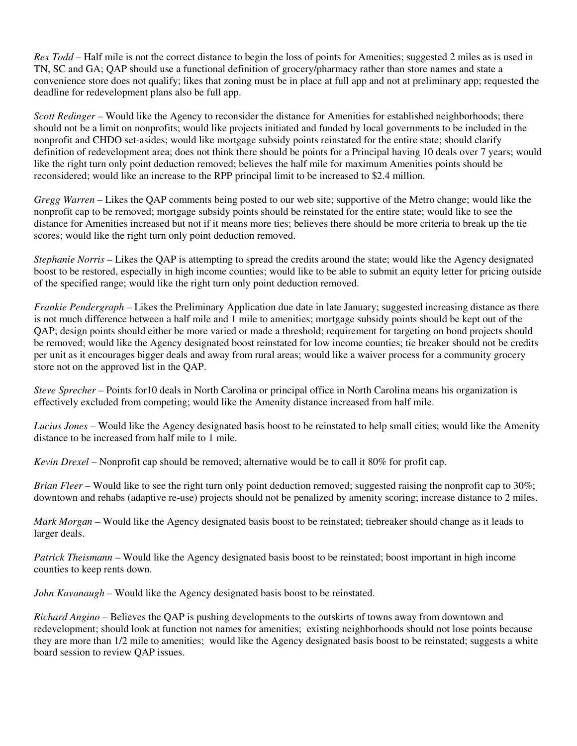*Rex Todd* – Half mile is not the correct distance to begin the loss of points for Amenities; suggested 2 miles as is used in TN, SC and GA; QAP should use a functional definition of grocery/pharmacy rather than store names and state a convenience store does not qualify; likes that zoning must be in place at full app and not at preliminary app; requested the deadline for redevelopment plans also be full app.

*Scott Redinger* – Would like the Agency to reconsider the distance for Amenities for established neighborhoods; there should not be a limit on nonprofits; would like projects initiated and funded by local governments to be included in the nonprofit and CHDO set-asides; would like mortgage subsidy points reinstated for the entire state; should clarify definition of redevelopment area; does not think there should be points for a Principal having 10 deals over 7 years; would like the right turn only point deduction removed; believes the half mile for maximum Amenities points should be reconsidered; would like an increase to the RPP principal limit to be increased to $2.4 million.

*Gregg Warren* – Likes the QAP comments being posted to our web site; supportive of the Metro change; would like the nonprofit cap to be removed; mortgage subsidy points should be reinstated for the entire state; would like to see the distance for Amenities increased but not if it means more ties; believes there should be more criteria to break up the tie scores; would like the right turn only point deduction removed.

*Stephanie Norris* – Likes the QAP is attempting to spread the credits around the state; would like the Agency designated boost to be restored, especially in high income counties; would like to be able to submit an equity letter for pricing outside of the specified range; would like the right turn only point deduction removed.

*Frankie Pendergraph* – Likes the Preliminary Application due date in late January; suggested increasing distance as there is not much difference between a half mile and 1 mile to amenities; mortgage subsidy points should be kept out of the QAP; design points should either be more varied or made a threshold; requirement for targeting on bond projects should be removed; would like the Agency designated boost reinstated for low income counties; tie breaker should not be credits per unit as it encourages bigger deals and away from rural areas; would like a waiver process for a community grocery store not on the approved list in the QAP.

*Steve Sprecher* – Points for10 deals in North Carolina or principal office in North Carolina means his organization is effectively excluded from competing; would like the Amenity distance increased from half mile.

*Lucius Jones* – Would like the Agency designated basis boost to be reinstated to help small cities; would like the Amenity distance to be increased from half mile to 1 mile.

*Kevin Drexel* – Nonprofit cap should be removed; alternative would be to call it 80% for profit cap.

*Brian Fleer* – Would like to see the right turn only point deduction removed; suggested raising the nonprofit cap to 30%; downtown and rehabs (adaptive re-use) projects should not be penalized by amenity scoring; increase distance to 2 miles.

*Mark Morgan* – Would like the Agency designated basis boost to be reinstated; tiebreaker should change as it leads to larger deals.

*Patrick Theismann* – Would like the Agency designated basis boost to be reinstated; boost important in high income counties to keep rents down.

*John Kavanaugh* – Would like the Agency designated basis boost to be reinstated.

*Richard Angino* – Believes the QAP is pushing developments to the outskirts of towns away from downtown and redevelopment; should look at function not names for amenities; existing neighborhoods should not lose points because they are more than 1/2 mile to amenities; would like the Agency designated basis boost to be reinstated; suggests a white board session to review QAP issues.